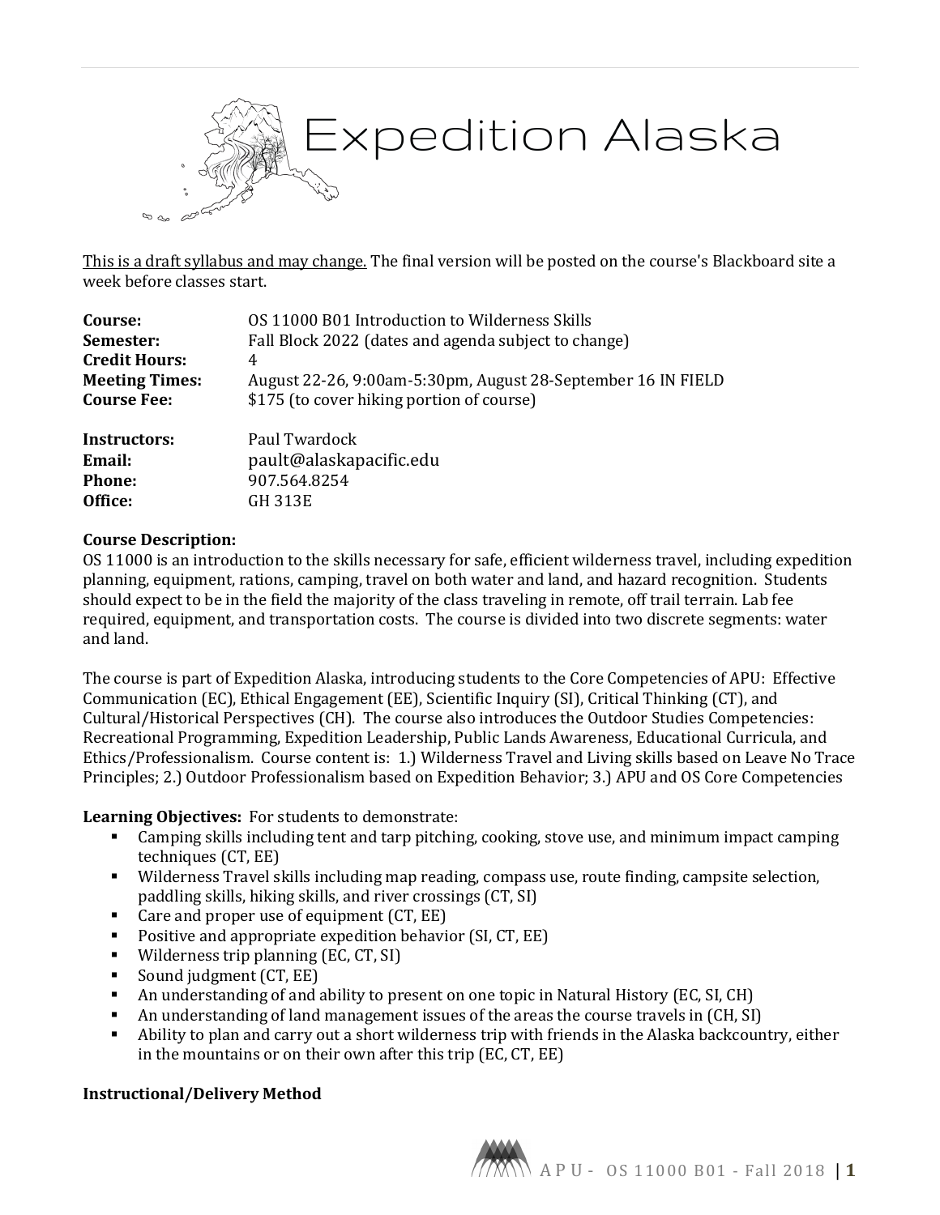# Expedition Alaska

<u>This is a draft syllabus and may change.</u> The final version will be posted on the course's Blackboard site a week before classes start.

| | |
|---|---|
| **Course:** | OS 11000 B01 Introduction to Wilderness Skills |
| **Semester:** | Fall Block 2022 (dates and agenda subject to change) |
| **Credit Hours:** | 4 |
| **Meeting Times:** | August 22-26, 9:00am-5:30pm, August 28-September 16 IN FIELD |
| **Course Fee:** | $175 (to cover hiking portion of course) |

| | |
|---|---|
| **Instructors:** | Paul Twardock |
| **Email:** | pault@alaskapacific.edu |
| **Phone:** | 907.564.8254 |
| **Office:** | GH 313E |

**Course Description:**

OS 11000 is an introduction to the skills necessary for safe, efficient wilderness travel, including expedition planning, equipment, rations, camping, travel on both water and land, and hazard recognition. Students should expect to be in the field the majority of the class traveling in remote, off trail terrain. Lab fee required, equipment, and transportation costs. The course is divided into two discrete segments: water and land.

The course is part of Expedition Alaska, introducing students to the Core Competencies of APU: Effective Communication (EC), Ethical Engagement (EE), Scientific Inquiry (SI), Critical Thinking (CT), and Cultural/Historical Perspectives (CH). The course also introduces the Outdoor Studies Competencies: Recreational Programming, Expedition Leadership, Public Lands Awareness, Educational Curricula, and Ethics/Professionalism. Course content is: 1.) Wilderness Travel and Living skills based on Leave No Trace Principles; 2.) Outdoor Professionalism based on Expedition Behavior; 3.) APU and OS Core Competencies

**Learning Objectives:** For students to demonstrate:

- Camping skills including tent and tarp pitching, cooking, stove use, and minimum impact camping techniques (CT, EE)
- Wilderness Travel skills including map reading, compass use, route finding, campsite selection, paddling skills, hiking skills, and river crossings (CT, SI)
- Care and proper use of equipment (CT, EE)
- Positive and appropriate expedition behavior (SI, CT, EE)
- Wilderness trip planning (EC, CT, SI)
- Sound judgment (CT, EE)
- An understanding of and ability to present on one topic in Natural History (EC, SI, CH)
- An understanding of land management issues of the areas the course travels in (CH, SI)
- Ability to plan and carry out a short wilderness trip with friends in the Alaska backcountry, either in the mountains or on their own after this trip (EC, CT, EE)

**Instructional/Delivery Method**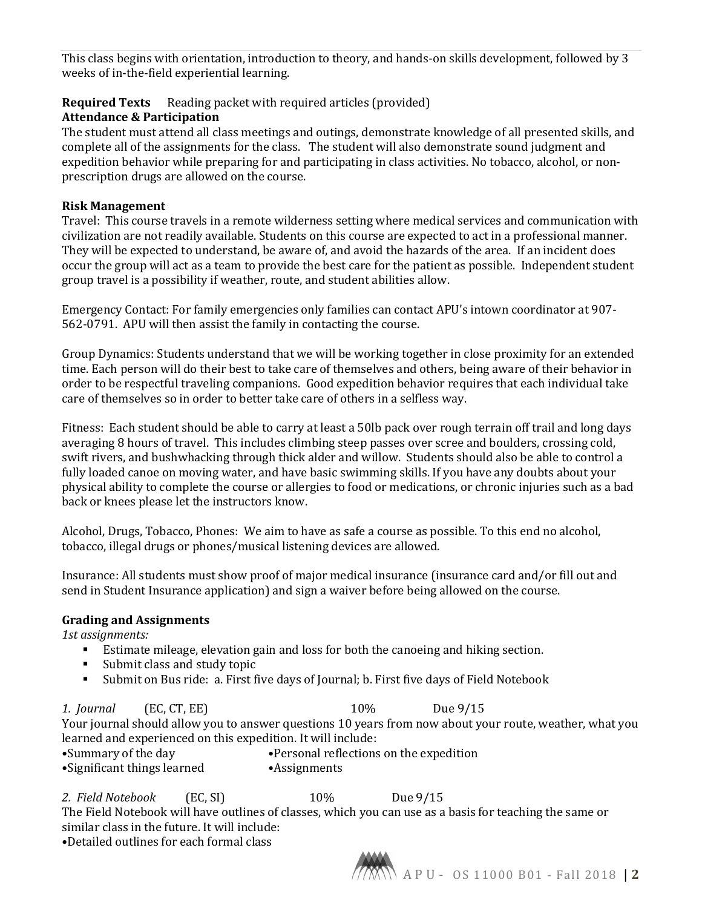This class begins with orientation, introduction to theory, and hands-on skills development, followed by 3 weeks of in-the-field experiential learning.

**Required Texts** Reading packet with required articles (provided)

**Attendance & Participation**

The student must attend all class meetings and outings, demonstrate knowledge of all presented skills, and complete all of the assignments for the class. The student will also demonstrate sound judgment and expedition behavior while preparing for and participating in class activities. No tobacco, alcohol, or non-prescription drugs are allowed on the course.

**Risk Management**

Travel: This course travels in a remote wilderness setting where medical services and communication with civilization are not readily available. Students on this course are expected to act in a professional manner. They will be expected to understand, be aware of, and avoid the hazards of the area. If an incident does occur the group will act as a team to provide the best care for the patient as possible. Independent student group travel is a possibility if weather, route, and student abilities allow.

Emergency Contact: For family emergencies only families can contact APU's intown coordinator at 907-562-0791. APU will then assist the family in contacting the course.

Group Dynamics: Students understand that we will be working together in close proximity for an extended time. Each person will do their best to take care of themselves and others, being aware of their behavior in order to be respectful traveling companions. Good expedition behavior requires that each individual take care of themselves so in order to better take care of others in a selfless way.

Fitness: Each student should be able to carry at least a 50lb pack over rough terrain off trail and long days averaging 8 hours of travel. This includes climbing steep passes over scree and boulders, crossing cold, swift rivers, and bushwhacking through thick alder and willow. Students should also be able to control a fully loaded canoe on moving water, and have basic swimming skills. If you have any doubts about your physical ability to complete the course or allergies to food or medications, or chronic injuries such as a bad back or knees please let the instructors know.

Alcohol, Drugs, Tobacco, Phones: We aim to have as safe a course as possible. To this end no alcohol, tobacco, illegal drugs or phones/musical listening devices are allowed.

Insurance: All students must show proof of major medical insurance (insurance card and/or fill out and send in Student Insurance application) and sign a waiver before being allowed on the course.

**Grading and Assignments**

*1st assignments:*

- Estimate mileage, elevation gain and loss for both the canoeing and hiking section.
- Submit class and study topic
- Submit on Bus ride: a. First five days of Journal; b. First five days of Field Notebook

*1. Journal* (EC, CT, EE) 10% Due 9/15

Your journal should allow you to answer questions 10 years from now about your route, weather, what you learned and experienced on this expedition. It will include:

- •Summary of the day
- •Personal reflections on the expedition
- •Significant things learned
- •Assignments

*2. Field Notebook* (EC, SI) 10% Due 9/15

The Field Notebook will have outlines of classes, which you can use as a basis for teaching the same or similar class in the future. It will include:

- •Detailed outlines for each formal class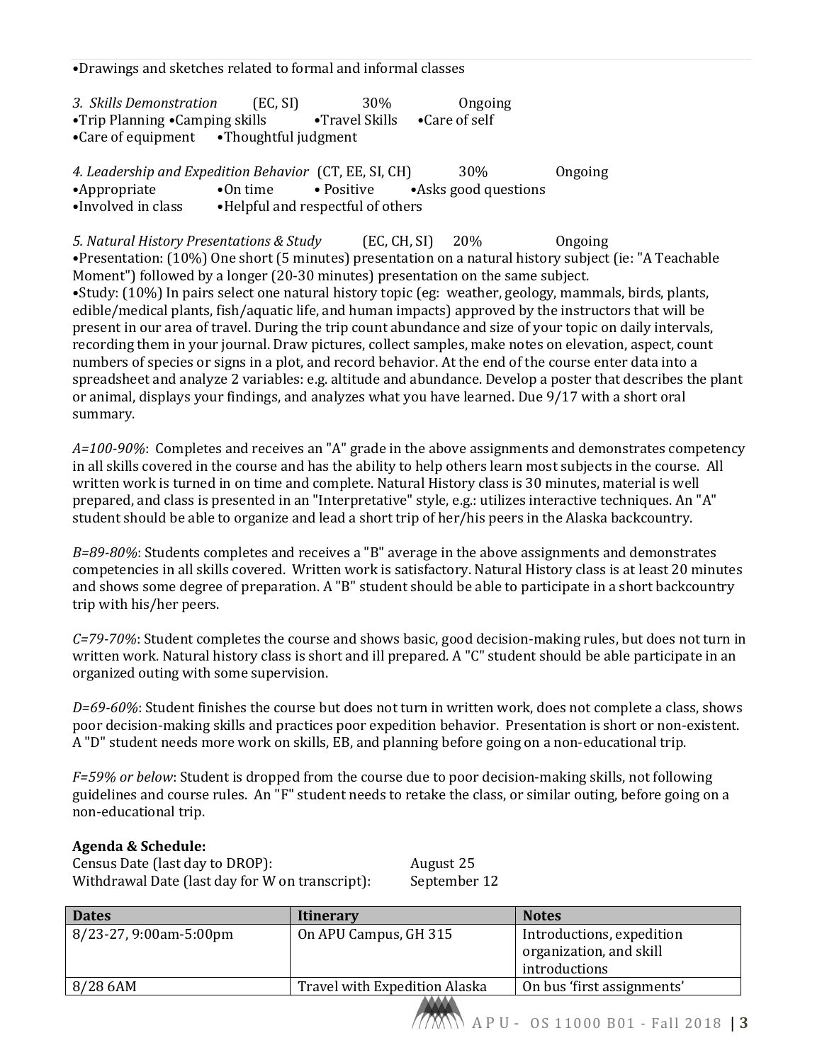•Drawings and sketches related to formal and informal classes

*3. Skills Demonstration* (EC, SI) 30% Ongoing
•Trip Planning •Camping skills •Travel Skills •Care of self
•Care of equipment •Thoughtful judgment

*4. Leadership and Expedition Behavior* (CT, EE, SI, CH) 30% Ongoing
•Appropriate •On time • Positive •Asks good questions
•Involved in class •Helpful and respectful of others

*5. Natural History Presentations & Study* (EC, CH, SI) 20% Ongoing
•Presentation: (10%) One short (5 minutes) presentation on a natural history subject (ie: "A Teachable Moment") followed by a longer (20-30 minutes) presentation on the same subject.
•Study: (10%) In pairs select one natural history topic (eg: weather, geology, mammals, birds, plants, edible/medical plants, fish/aquatic life, and human impacts) approved by the instructors that will be present in our area of travel. During the trip count abundance and size of your topic on daily intervals, recording them in your journal. Draw pictures, collect samples, make notes on elevation, aspect, count numbers of species or signs in a plot, and record behavior. At the end of the course enter data into a spreadsheet and analyze 2 variables: e.g. altitude and abundance. Develop a poster that describes the plant or animal, displays your findings, and analyzes what you have learned. Due 9/17 with a short oral summary.

*A=100-90%*: Completes and receives an "A" grade in the above assignments and demonstrates competency in all skills covered in the course and has the ability to help others learn most subjects in the course. All written work is turned in on time and complete. Natural History class is 30 minutes, material is well prepared, and class is presented in an "Interpretative" style, e.g.: utilizes interactive techniques. An "A" student should be able to organize and lead a short trip of her/his peers in the Alaska backcountry.

*B=89-80%*: Students completes and receives a "B" average in the above assignments and demonstrates competencies in all skills covered. Written work is satisfactory. Natural History class is at least 20 minutes and shows some degree of preparation. A "B" student should be able to participate in a short backcountry trip with his/her peers.

*C=79-70%*: Student completes the course and shows basic, good decision-making rules, but does not turn in written work. Natural history class is short and ill prepared. A "C" student should be able participate in an organized outing with some supervision.

*D=69-60%*: Student finishes the course but does not turn in written work, does not complete a class, shows poor decision-making skills and practices poor expedition behavior. Presentation is short or non-existent. A "D" student needs more work on skills, EB, and planning before going on a non-educational trip.

*F=59% or below*: Student is dropped from the course due to poor decision-making skills, not following guidelines and course rules. An "F" student needs to retake the class, or similar outing, before going on a non-educational trip.

**Agenda & Schedule:**

Census Date (last day to DROP): August 25
Withdrawal Date (last day for W on transcript): September 12

| Dates | Itinerary | Notes |
|---|---|---|
| 8/23-27, 9:00am-5:00pm | On APU Campus, GH 315 | Introductions, expedition organization, and skill introductions |
| 8/28 6AM | Travel with Expedition Alaska | On bus 'first assignments' |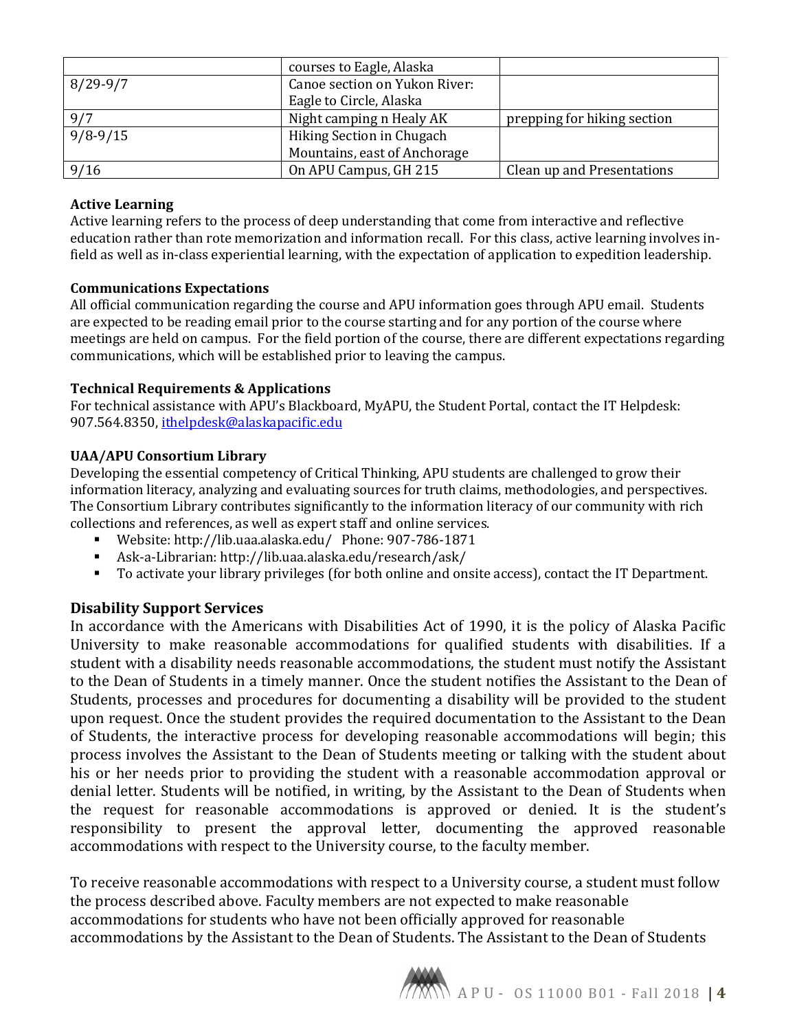|  |  |  |
|---|---|---|
|  | courses to Eagle, Alaska |  |
| 8/29-9/7 | Canoe section on Yukon River: Eagle to Circle, Alaska |  |
| 9/7 | Night camping n Healy AK | prepping for hiking section |
| 9/8-9/15 | Hiking Section in Chugach Mountains, east of Anchorage |  |
| 9/16 | On APU Campus, GH 215 | Clean up and Presentations |

**Active Learning**

Active learning refers to the process of deep understanding that come from interactive and reflective education rather than rote memorization and information recall. For this class, active learning involves in-field as well as in-class experiential learning, with the expectation of application to expedition leadership.

**Communications Expectations**

All official communication regarding the course and APU information goes through APU email. Students are expected to be reading email prior to the course starting and for any portion of the course where meetings are held on campus. For the field portion of the course, there are different expectations regarding communications, which will be established prior to leaving the campus.

**Technical Requirements & Applications**

For technical assistance with APU's Blackboard, MyAPU, the Student Portal, contact the IT Helpdesk: 907.564.8350, ithelpdesk@alaskapacific.edu

**UAA/APU Consortium Library**

Developing the essential competency of Critical Thinking, APU students are challenged to grow their information literacy, analyzing and evaluating sources for truth claims, methodologies, and perspectives. The Consortium Library contributes significantly to the information literacy of our community with rich collections and references, as well as expert staff and online services.

- Website: http://lib.uaa.alaska.edu/ Phone: 907-786-1871
- Ask-a-Librarian: http://lib.uaa.alaska.edu/research/ask/
- To activate your library privileges (for both online and onsite access), contact the IT Department.

## Disability Support Services

In accordance with the Americans with Disabilities Act of 1990, it is the policy of Alaska Pacific University to make reasonable accommodations for qualified students with disabilities. If a student with a disability needs reasonable accommodations, the student must notify the Assistant to the Dean of Students in a timely manner. Once the student notifies the Assistant to the Dean of Students, processes and procedures for documenting a disability will be provided to the student upon request. Once the student provides the required documentation to the Assistant to the Dean of Students, the interactive process for developing reasonable accommodations will begin; this process involves the Assistant to the Dean of Students meeting or talking with the student about his or her needs prior to providing the student with a reasonable accommodation approval or denial letter. Students will be notified, in writing, by the Assistant to the Dean of Students when the request for reasonable accommodations is approved or denied. It is the student's responsibility to present the approval letter, documenting the approved reasonable accommodations with respect to the University course, to the faculty member.

To receive reasonable accommodations with respect to a University course, a student must follow the process described above. Faculty members are not expected to make reasonable accommodations for students who have not been officially approved for reasonable accommodations by the Assistant to the Dean of Students. The Assistant to the Dean of Students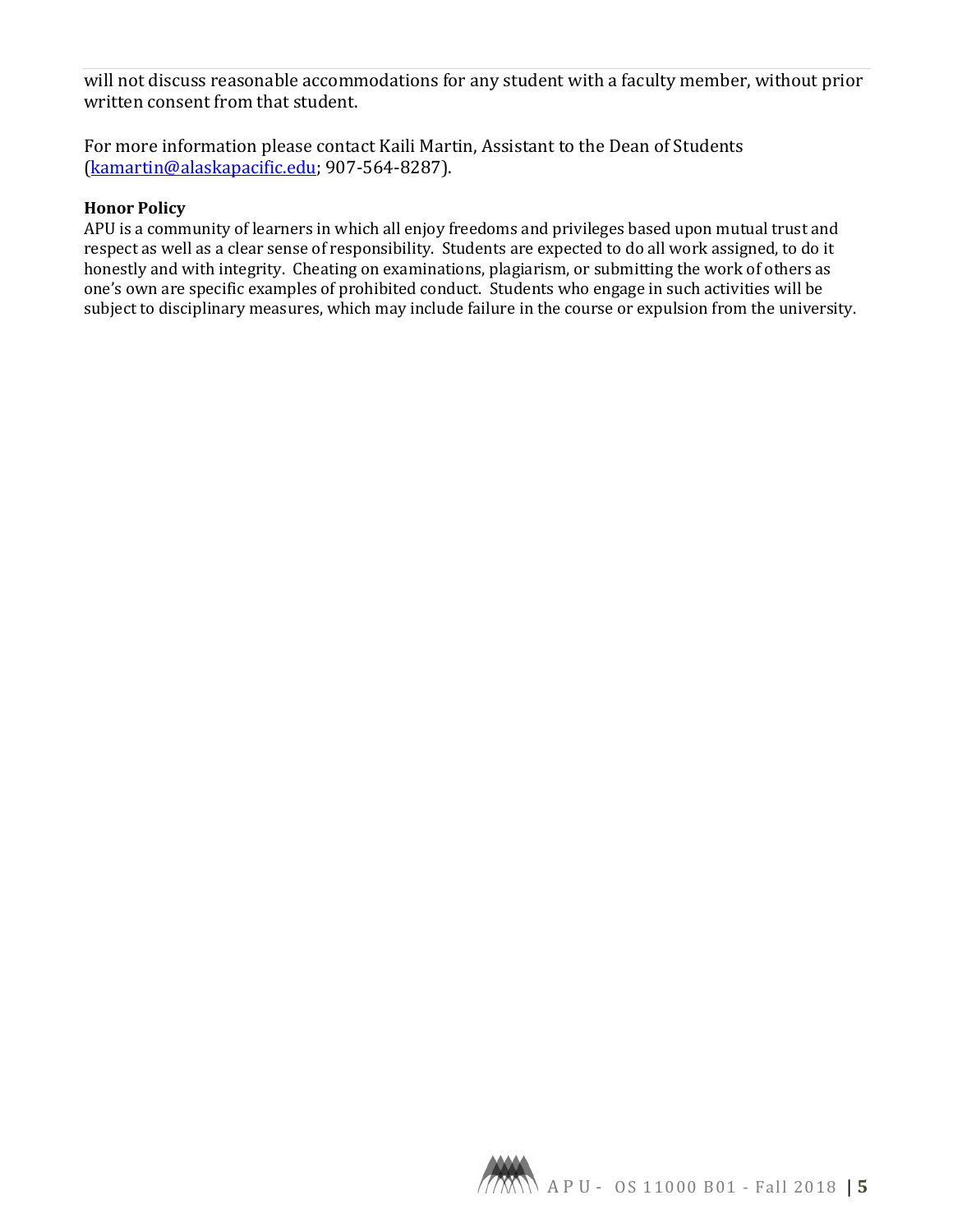will not discuss reasonable accommodations for any student with a faculty member, without prior written consent from that student.

For more information please contact Kaili Martin, Assistant to the Dean of Students (kamartin@alaskapacific.edu; 907-564-8287).

**Honor Policy**

APU is a community of learners in which all enjoy freedoms and privileges based upon mutual trust and respect as well as a clear sense of responsibility. Students are expected to do all work assigned, to do it honestly and with integrity. Cheating on examinations, plagiarism, or submitting the work of others as one's own are specific examples of prohibited conduct. Students who engage in such activities will be subject to disciplinary measures, which may include failure in the course or expulsion from the university.